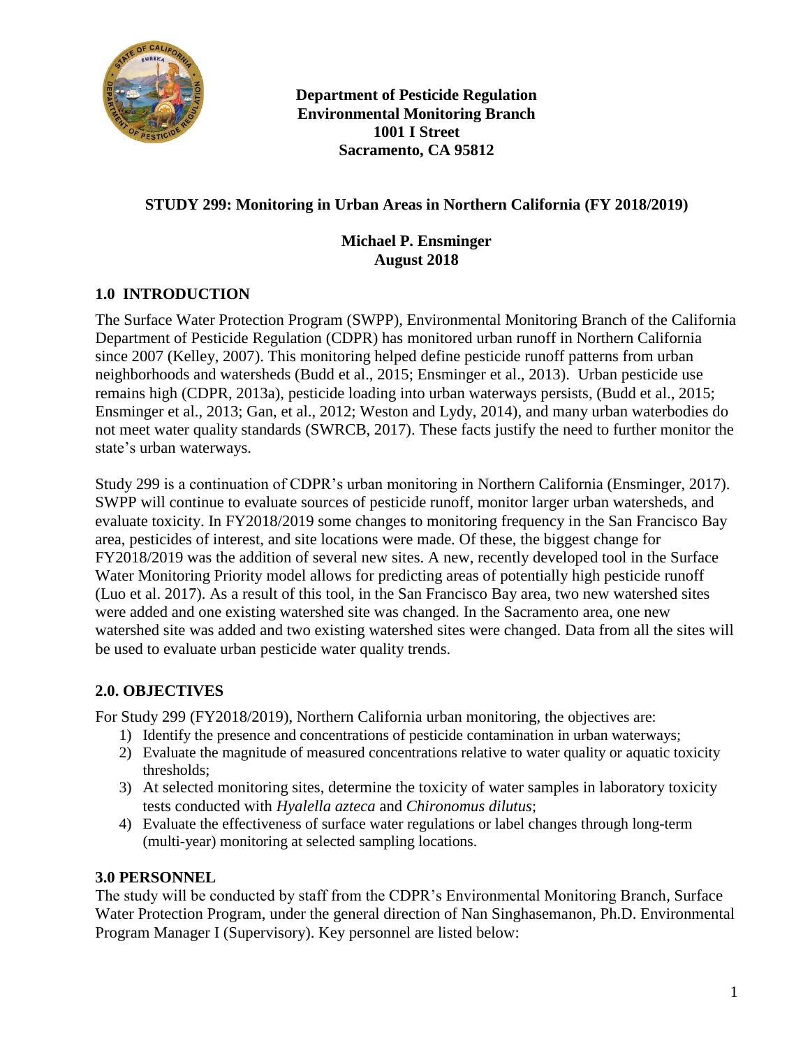**Department of Pesticide Regulation**
**Environmental Monitoring Branch**
**1001 I Street**
**Sacramento, CA 95812**

# STUDY 299: Monitoring in Urban Areas in Northern California (FY 2018/2019)

**Michael P. Ensminger**
**August 2018**

## 1.0 INTRODUCTION

The Surface Water Protection Program (SWPP), Environmental Monitoring Branch of the California Department of Pesticide Regulation (CDPR) has monitored urban runoff in Northern California since 2007 (Kelley, 2007). This monitoring helped define pesticide runoff patterns from urban neighborhoods and watersheds (Budd et al., 2015; Ensminger et al., 2013). Urban pesticide use remains high (CDPR, 2013a), pesticide loading into urban waterways persists, (Budd et al., 2015; Ensminger et al., 2013; Gan, et al., 2012; Weston and Lydy, 2014), and many urban waterbodies do not meet water quality standards (SWRCB, 2017). These facts justify the need to further monitor the state's urban waterways.

Study 299 is a continuation of CDPR's urban monitoring in Northern California (Ensminger, 2017). SWPP will continue to evaluate sources of pesticide runoff, monitor larger urban watersheds, and evaluate toxicity. In FY2018/2019 some changes to monitoring frequency in the San Francisco Bay area, pesticides of interest, and site locations were made. Of these, the biggest change for FY2018/2019 was the addition of several new sites. A new, recently developed tool in the Surface Water Monitoring Priority model allows for predicting areas of potentially high pesticide runoff (Luo et al. 2017). As a result of this tool, in the San Francisco Bay area, two new watershed sites were added and one existing watershed site was changed. In the Sacramento area, one new watershed site was added and two existing watershed sites were changed. Data from all the sites will be used to evaluate urban pesticide water quality trends.

## 2.0. OBJECTIVES

For Study 299 (FY2018/2019), Northern California urban monitoring, the objectives are:

1) Identify the presence and concentrations of pesticide contamination in urban waterways;
2) Evaluate the magnitude of measured concentrations relative to water quality or aquatic toxicity thresholds;
3) At selected monitoring sites, determine the toxicity of water samples in laboratory toxicity tests conducted with *Hyalella azteca* and *Chironomus dilutus*;
4) Evaluate the effectiveness of surface water regulations or label changes through long-term (multi-year) monitoring at selected sampling locations.

## 3.0 PERSONNEL

The study will be conducted by staff from the CDPR's Environmental Monitoring Branch, Surface Water Protection Program, under the general direction of Nan Singhasemanon, Ph.D. Environmental Program Manager I (Supervisory). Key personnel are listed below: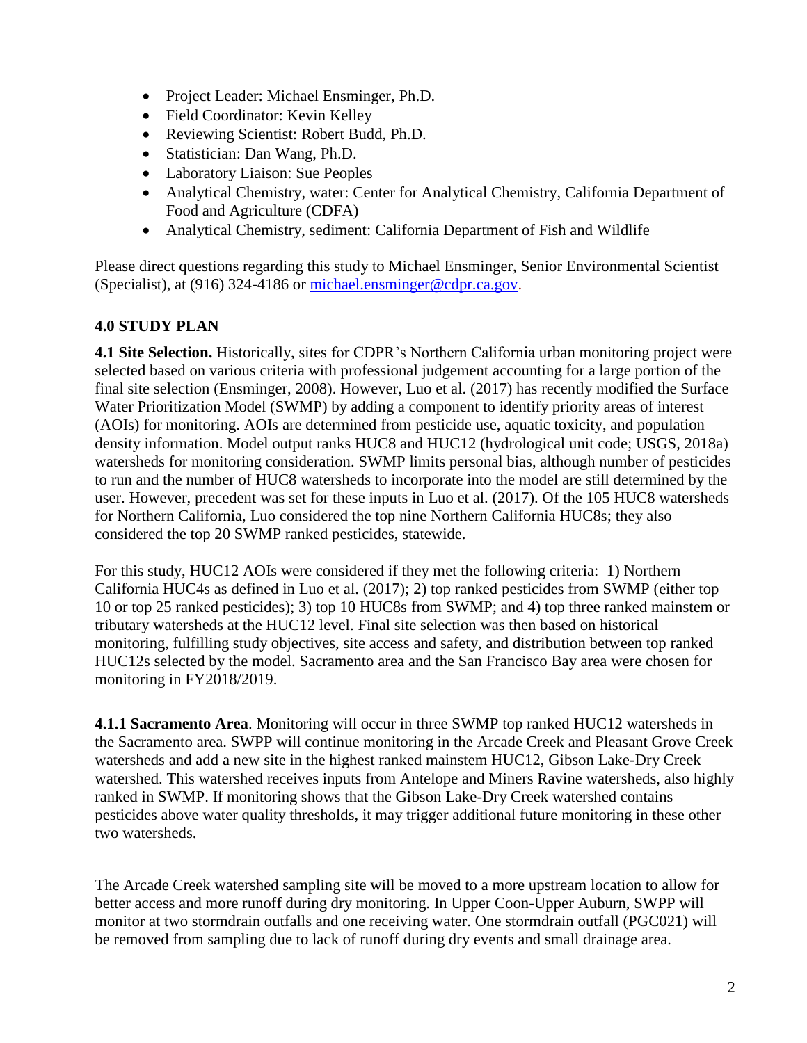- Project Leader: Michael Ensminger, Ph.D.
- Field Coordinator: Kevin Kelley
- Reviewing Scientist: Robert Budd, Ph.D.
- Statistician: Dan Wang, Ph.D.
- Laboratory Liaison: Sue Peoples
- Analytical Chemistry, water: Center for Analytical Chemistry, California Department of Food and Agriculture (CDFA)
- Analytical Chemistry, sediment: California Department of Fish and Wildlife

Please direct questions regarding this study to Michael Ensminger, Senior Environmental Scientist (Specialist), at (916) 324-4186 or michael.ensminger@cdpr.ca.gov.

## 4.0 STUDY PLAN

**4.1 Site Selection.** Historically, sites for CDPR's Northern California urban monitoring project were selected based on various criteria with professional judgement accounting for a large portion of the final site selection (Ensminger, 2008). However, Luo et al. (2017) has recently modified the Surface Water Prioritization Model (SWMP) by adding a component to identify priority areas of interest (AOIs) for monitoring. AOIs are determined from pesticide use, aquatic toxicity, and population density information. Model output ranks HUC8 and HUC12 (hydrological unit code; USGS, 2018a) watersheds for monitoring consideration. SWMP limits personal bias, although number of pesticides to run and the number of HUC8 watersheds to incorporate into the model are still determined by the user. However, precedent was set for these inputs in Luo et al. (2017). Of the 105 HUC8 watersheds for Northern California, Luo considered the top nine Northern California HUC8s; they also considered the top 20 SWMP ranked pesticides, statewide.

For this study, HUC12 AOIs were considered if they met the following criteria: 1) Northern California HUC4s as defined in Luo et al. (2017); 2) top ranked pesticides from SWMP (either top 10 or top 25 ranked pesticides); 3) top 10 HUC8s from SWMP; and 4) top three ranked mainstem or tributary watersheds at the HUC12 level. Final site selection was then based on historical monitoring, fulfilling study objectives, site access and safety, and distribution between top ranked HUC12s selected by the model. Sacramento area and the San Francisco Bay area were chosen for monitoring in FY2018/2019.

**4.1.1 Sacramento Area**. Monitoring will occur in three SWMP top ranked HUC12 watersheds in the Sacramento area. SWPP will continue monitoring in the Arcade Creek and Pleasant Grove Creek watersheds and add a new site in the highest ranked mainstem HUC12, Gibson Lake-Dry Creek watershed. This watershed receives inputs from Antelope and Miners Ravine watersheds, also highly ranked in SWMP. If monitoring shows that the Gibson Lake-Dry Creek watershed contains pesticides above water quality thresholds, it may trigger additional future monitoring in these other two watersheds.

The Arcade Creek watershed sampling site will be moved to a more upstream location to allow for better access and more runoff during dry monitoring. In Upper Coon-Upper Auburn, SWPP will monitor at two stormdrain outfalls and one receiving water. One stormdrain outfall (PGC021) will be removed from sampling due to lack of runoff during dry events and small drainage area.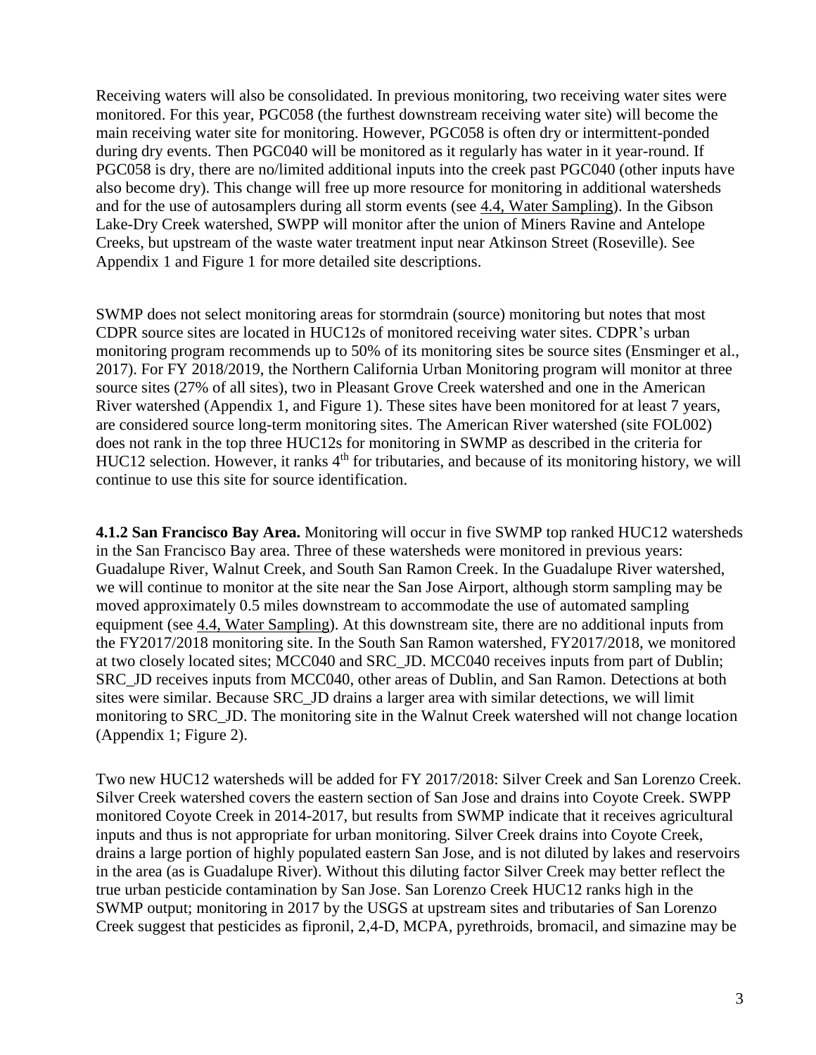Receiving waters will also be consolidated. In previous monitoring, two receiving water sites were monitored. For this year, PGC058 (the furthest downstream receiving water site) will become the main receiving water site for monitoring. However, PGC058 is often dry or intermittent-ponded during dry events. Then PGC040 will be monitored as it regularly has water in it year-round. If PGC058 is dry, there are no/limited additional inputs into the creek past PGC040 (other inputs have also become dry). This change will free up more resource for monitoring in additional watersheds and for the use of autosamplers during all storm events (see 4.4, Water Sampling). In the Gibson Lake-Dry Creek watershed, SWPP will monitor after the union of Miners Ravine and Antelope Creeks, but upstream of the waste water treatment input near Atkinson Street (Roseville). See Appendix 1 and Figure 1 for more detailed site descriptions.

SWMP does not select monitoring areas for stormdrain (source) monitoring but notes that most CDPR source sites are located in HUC12s of monitored receiving water sites. CDPR's urban monitoring program recommends up to 50% of its monitoring sites be source sites (Ensminger et al., 2017). For FY 2018/2019, the Northern California Urban Monitoring program will monitor at three source sites (27% of all sites), two in Pleasant Grove Creek watershed and one in the American River watershed (Appendix 1, and Figure 1). These sites have been monitored for at least 7 years, are considered source long-term monitoring sites. The American River watershed (site FOL002) does not rank in the top three HUC12s for monitoring in SWMP as described in the criteria for HUC12 selection. However, it ranks 4$^{th}$ for tributaries, and because of its monitoring history, we will continue to use this site for source identification.

**4.1.2 San Francisco Bay Area.** Monitoring will occur in five SWMP top ranked HUC12 watersheds in the San Francisco Bay area. Three of these watersheds were monitored in previous years: Guadalupe River, Walnut Creek, and South San Ramon Creek. In the Guadalupe River watershed, we will continue to monitor at the site near the San Jose Airport, although storm sampling may be moved approximately 0.5 miles downstream to accommodate the use of automated sampling equipment (see 4.4, Water Sampling). At this downstream site, there are no additional inputs from the FY2017/2018 monitoring site. In the South San Ramon watershed, FY2017/2018, we monitored at two closely located sites; MCC040 and SRC_JD. MCC040 receives inputs from part of Dublin; SRC_JD receives inputs from MCC040, other areas of Dublin, and San Ramon. Detections at both sites were similar. Because SRC_JD drains a larger area with similar detections, we will limit monitoring to SRC_JD. The monitoring site in the Walnut Creek watershed will not change location (Appendix 1; Figure 2).

Two new HUC12 watersheds will be added for FY 2017/2018: Silver Creek and San Lorenzo Creek. Silver Creek watershed covers the eastern section of San Jose and drains into Coyote Creek. SWPP monitored Coyote Creek in 2014-2017, but results from SWMP indicate that it receives agricultural inputs and thus is not appropriate for urban monitoring. Silver Creek drains into Coyote Creek, drains a large portion of highly populated eastern San Jose, and is not diluted by lakes and reservoirs in the area (as is Guadalupe River). Without this diluting factor Silver Creek may better reflect the true urban pesticide contamination by San Jose. San Lorenzo Creek HUC12 ranks high in the SWMP output; monitoring in 2017 by the USGS at upstream sites and tributaries of San Lorenzo Creek suggest that pesticides as fipronil, 2,4-D, MCPA, pyrethroids, bromacil, and simazine may be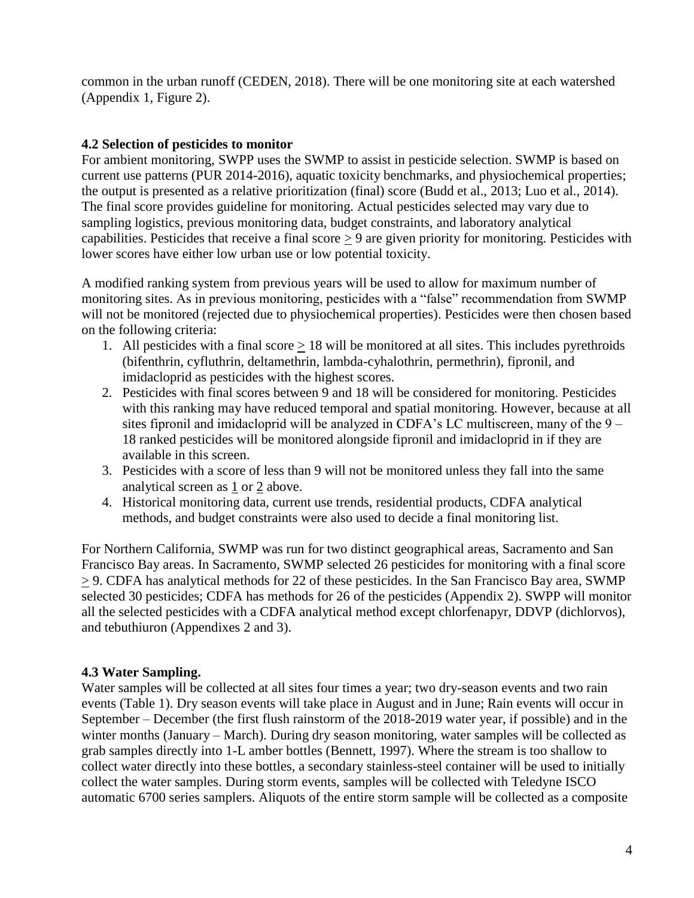common in the urban runoff (CEDEN, 2018). There will be one monitoring site at each watershed (Appendix 1, Figure 2).

### 4.2 Selection of pesticides to monitor

For ambient monitoring, SWPP uses the SWMP to assist in pesticide selection. SWMP is based on current use patterns (PUR 2014-2016), aquatic toxicity benchmarks, and physiochemical properties; the output is presented as a relative prioritization (final) score (Budd et al., 2013; Luo et al., 2014). The final score provides guideline for monitoring. Actual pesticides selected may vary due to sampling logistics, previous monitoring data, budget constraints, and laboratory analytical capabilities. Pesticides that receive a final score $\geq$ 9 are given priority for monitoring. Pesticides with lower scores have either low urban use or low potential toxicity.

A modified ranking system from previous years will be used to allow for maximum number of monitoring sites. As in previous monitoring, pesticides with a "false" recommendation from SWMP will not be monitored (rejected due to physiochemical properties). Pesticides were then chosen based on the following criteria:

1. All pesticides with a final score $\geq$ 18 will be monitored at all sites. This includes pyrethroids (bifenthrin, cyfluthrin, deltamethrin, lambda-cyhalothrin, permethrin), fipronil, and imidacloprid as pesticides with the highest scores.
2. Pesticides with final scores between 9 and 18 will be considered for monitoring. Pesticides with this ranking may have reduced temporal and spatial monitoring. However, because at all sites fipronil and imidacloprid will be analyzed in CDFA's LC multiscreen, many of the 9 – 18 ranked pesticides will be monitored alongside fipronil and imidacloprid in if they are available in this screen.
3. Pesticides with a score of less than 9 will not be monitored unless they fall into the same analytical screen as 1 or 2 above.
4. Historical monitoring data, current use trends, residential products, CDFA analytical methods, and budget constraints were also used to decide a final monitoring list.

For Northern California, SWMP was run for two distinct geographical areas, Sacramento and San Francisco Bay areas. In Sacramento, SWMP selected 26 pesticides for monitoring with a final score $\geq$ 9. CDFA has analytical methods for 22 of these pesticides. In the San Francisco Bay area, SWMP selected 30 pesticides; CDFA has methods for 26 of the pesticides (Appendix 2). SWPP will monitor all the selected pesticides with a CDFA analytical method except chlorfenapyr, DDVP (dichlorvos), and tebuthiuron (Appendixes 2 and 3).

### 4.3 Water Sampling.

Water samples will be collected at all sites four times a year; two dry-season events and two rain events (Table 1). Dry season events will take place in August and in June; Rain events will occur in September – December (the first flush rainstorm of the 2018-2019 water year, if possible) and in the winter months (January – March). During dry season monitoring, water samples will be collected as grab samples directly into 1-L amber bottles (Bennett, 1997). Where the stream is too shallow to collect water directly into these bottles, a secondary stainless-steel container will be used to initially collect the water samples. During storm events, samples will be collected with Teledyne ISCO automatic 6700 series samplers. Aliquots of the entire storm sample will be collected as a composite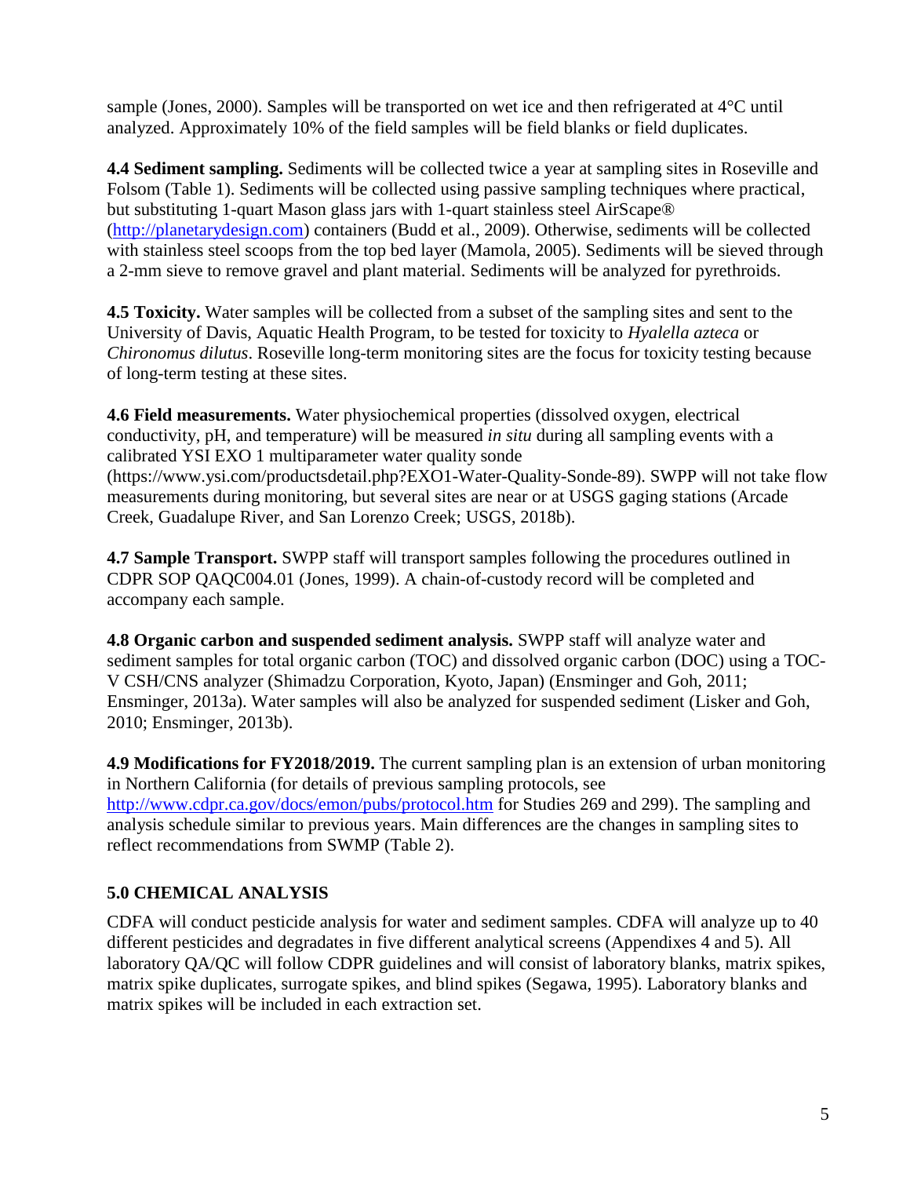sample (Jones, 2000). Samples will be transported on wet ice and then refrigerated at 4°C until analyzed. Approximately 10% of the field samples will be field blanks or field duplicates.

**4.4 Sediment sampling.** Sediments will be collected twice a year at sampling sites in Roseville and Folsom (Table 1). Sediments will be collected using passive sampling techniques where practical, but substituting 1-quart Mason glass jars with 1-quart stainless steel AirScape® (http://planetarydesign.com) containers (Budd et al., 2009). Otherwise, sediments will be collected with stainless steel scoops from the top bed layer (Mamola, 2005). Sediments will be sieved through a 2-mm sieve to remove gravel and plant material. Sediments will be analyzed for pyrethroids.

**4.5 Toxicity.** Water samples will be collected from a subset of the sampling sites and sent to the University of Davis, Aquatic Health Program, to be tested for toxicity to *Hyalella azteca* or *Chironomus dilutus*. Roseville long-term monitoring sites are the focus for toxicity testing because of long-term testing at these sites.

**4.6 Field measurements.** Water physiochemical properties (dissolved oxygen, electrical conductivity, pH, and temperature) will be measured *in situ* during all sampling events with a calibrated YSI EXO 1 multiparameter water quality sonde (https://www.ysi.com/productsdetail.php?EXO1-Water-Quality-Sonde-89). SWPP will not take flow measurements during monitoring, but several sites are near or at USGS gaging stations (Arcade Creek, Guadalupe River, and San Lorenzo Creek; USGS, 2018b).

**4.7 Sample Transport.** SWPP staff will transport samples following the procedures outlined in CDPR SOP QAQC004.01 (Jones, 1999). A chain-of-custody record will be completed and accompany each sample.

**4.8 Organic carbon and suspended sediment analysis.** SWPP staff will analyze water and sediment samples for total organic carbon (TOC) and dissolved organic carbon (DOC) using a TOC-V CSH/CNS analyzer (Shimadzu Corporation, Kyoto, Japan) (Ensminger and Goh, 2011; Ensminger, 2013a). Water samples will also be analyzed for suspended sediment (Lisker and Goh, 2010; Ensminger, 2013b).

**4.9 Modifications for FY2018/2019.** The current sampling plan is an extension of urban monitoring in Northern California (for details of previous sampling protocols, see http://www.cdpr.ca.gov/docs/emon/pubs/protocol.htm for Studies 269 and 299). The sampling and analysis schedule similar to previous years. Main differences are the changes in sampling sites to reflect recommendations from SWMP (Table 2).

## 5.0 CHEMICAL ANALYSIS

CDFA will conduct pesticide analysis for water and sediment samples. CDFA will analyze up to 40 different pesticides and degradates in five different analytical screens (Appendixes 4 and 5). All laboratory QA/QC will follow CDPR guidelines and will consist of laboratory blanks, matrix spikes, matrix spike duplicates, surrogate spikes, and blind spikes (Segawa, 1995). Laboratory blanks and matrix spikes will be included in each extraction set.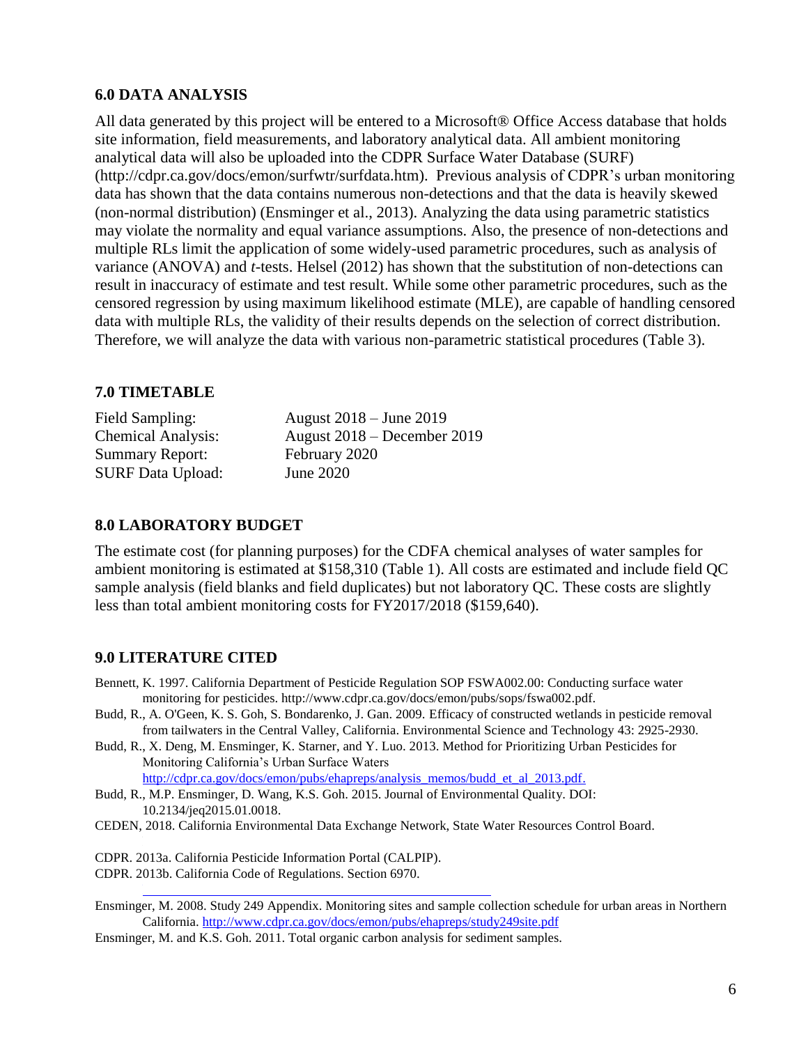## 6.0 DATA ANALYSIS

All data generated by this project will be entered to a Microsoft® Office Access database that holds site information, field measurements, and laboratory analytical data. All ambient monitoring analytical data will also be uploaded into the CDPR Surface Water Database (SURF) (http://cdpr.ca.gov/docs/emon/surfwtr/surfdata.htm). Previous analysis of CDPR's urban monitoring data has shown that the data contains numerous non-detections and that the data is heavily skewed (non-normal distribution) (Ensminger et al., 2013). Analyzing the data using parametric statistics may violate the normality and equal variance assumptions. Also, the presence of non-detections and multiple RLs limit the application of some widely-used parametric procedures, such as analysis of variance (ANOVA) and *t*-tests. Helsel (2012) has shown that the substitution of non-detections can result in inaccuracy of estimate and test result. While some other parametric procedures, such as the censored regression by using maximum likelihood estimate (MLE), are capable of handling censored data with multiple RLs, the validity of their results depends on the selection of correct distribution. Therefore, we will analyze the data with various non-parametric statistical procedures (Table 3).

## 7.0 TIMETABLE

| | |
|---|---|
| Field Sampling: | August 2018 – June 2019 |
| Chemical Analysis: | August 2018 – December 2019 |
| Summary Report: | February 2020 |
| SURF Data Upload: | June 2020 |

## 8.0 LABORATORY BUDGET

The estimate cost (for planning purposes) for the CDFA chemical analyses of water samples for ambient monitoring is estimated at $158,310 (Table 1). All costs are estimated and include field QC sample analysis (field blanks and field duplicates) but not laboratory QC. These costs are slightly less than total ambient monitoring costs for FY2017/2018 ($159,640).

## 9.0 LITERATURE CITED

Bennett, K. 1997. California Department of Pesticide Regulation SOP FSWA002.00: Conducting surface water monitoring for pesticides. http://www.cdpr.ca.gov/docs/emon/pubs/sops/fswa002.pdf.

Budd, R., A. O'Geen, K. S. Goh, S. Bondarenko, J. Gan. 2009. Efficacy of constructed wetlands in pesticide removal from tailwaters in the Central Valley, California. Environmental Science and Technology 43: 2925-2930.

Budd, R., X. Deng, M. Ensminger, K. Starner, and Y. Luo. 2013. Method for Prioritizing Urban Pesticides for Monitoring California's Urban Surface Waters http://cdpr.ca.gov/docs/emon/pubs/ehapreps/analysis_memos/budd_et_al_2013.pdf.

Budd, R., M.P. Ensminger, D. Wang, K.S. Goh. 2015. Journal of Environmental Quality. DOI: 10.2134/jeq2015.01.0018.

CEDEN, 2018. California Environmental Data Exchange Network, State Water Resources Control Board.

CDPR. 2013a. California Pesticide Information Portal (CALPIP).

CDPR. 2013b. California Code of Regulations. Section 6970.

---

Ensminger, M. 2008. Study 249 Appendix. Monitoring sites and sample collection schedule for urban areas in Northern California. http://www.cdpr.ca.gov/docs/emon/pubs/ehapreps/study249site.pdf

Ensminger, M. and K.S. Goh. 2011. Total organic carbon analysis for sediment samples.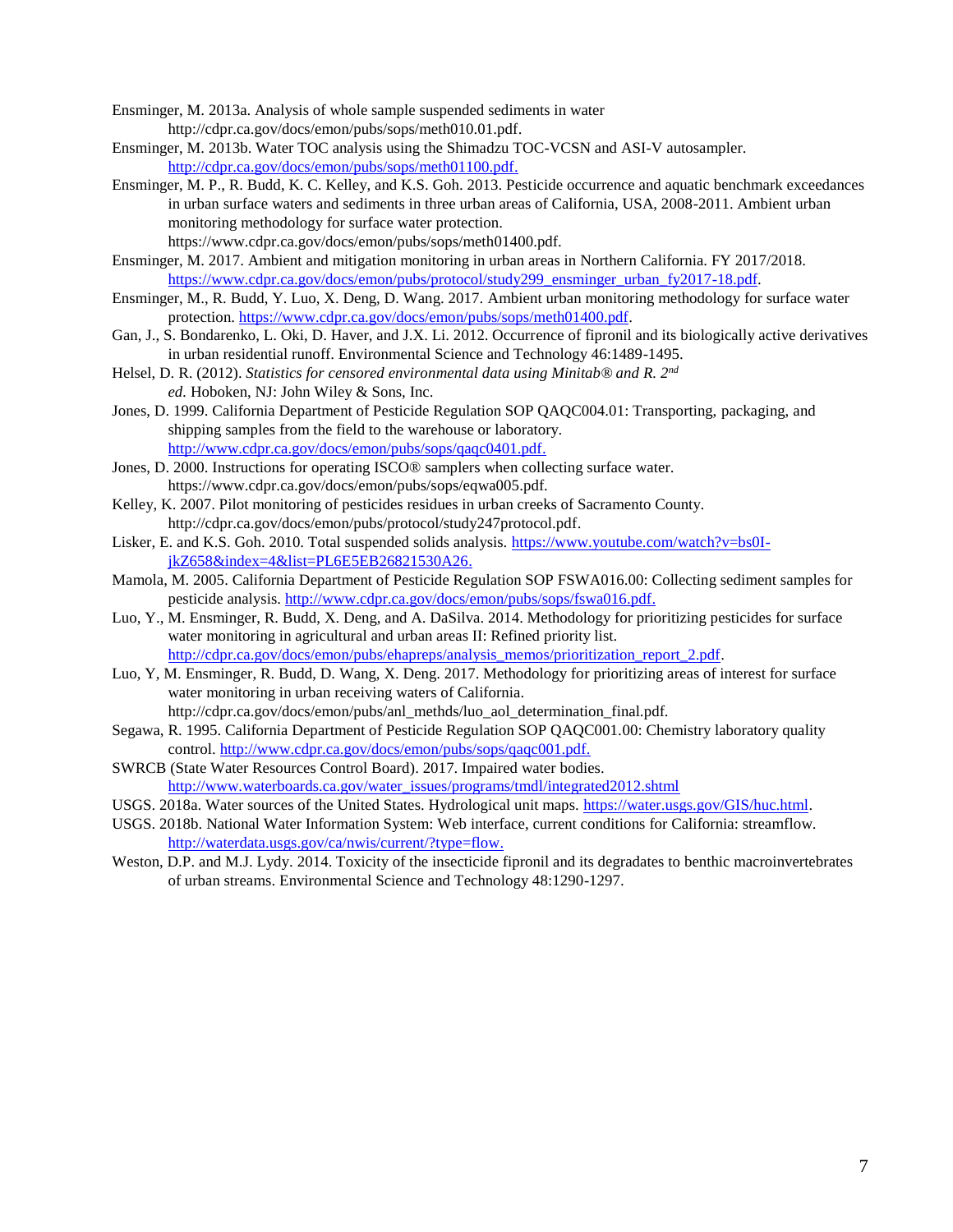Ensminger, M. 2013a. Analysis of whole sample suspended sediments in water http://cdpr.ca.gov/docs/emon/pubs/sops/meth010.01.pdf.

Ensminger, M. 2013b. Water TOC analysis using the Shimadzu TOC-VCSN and ASI-V autosampler. http://cdpr.ca.gov/docs/emon/pubs/sops/meth01100.pdf.

Ensminger, M. P., R. Budd, K. C. Kelley, and K.S. Goh. 2013. Pesticide occurrence and aquatic benchmark exceedances in urban surface waters and sediments in three urban areas of California, USA, 2008-2011. Ambient urban monitoring methodology for surface water protection. https://www.cdpr.ca.gov/docs/emon/pubs/sops/meth01400.pdf.

Ensminger, M. 2017. Ambient and mitigation monitoring in urban areas in Northern California. FY 2017/2018. https://www.cdpr.ca.gov/docs/emon/pubs/protocol/study299_ensminger_urban_fy2017-18.pdf.

Ensminger, M., R. Budd, Y. Luo, X. Deng, D. Wang. 2017. Ambient urban monitoring methodology for surface water protection. https://www.cdpr.ca.gov/docs/emon/pubs/sops/meth01400.pdf.

Gan, J., S. Bondarenko, L. Oki, D. Haver, and J.X. Li. 2012. Occurrence of fipronil and its biologically active derivatives in urban residential runoff. Environmental Science and Technology 46:1489-1495.

Helsel, D. R. (2012). *Statistics for censored environmental data using Minitab® and R. 2nd ed*. Hoboken, NJ: John Wiley & Sons, Inc.

Jones, D. 1999. California Department of Pesticide Regulation SOP QAQC004.01: Transporting, packaging, and shipping samples from the field to the warehouse or laboratory. http://www.cdpr.ca.gov/docs/emon/pubs/sops/qaqc0401.pdf.

Jones, D. 2000. Instructions for operating ISCO® samplers when collecting surface water. https://www.cdpr.ca.gov/docs/emon/pubs/sops/eqwa005.pdf.

Kelley, K. 2007. Pilot monitoring of pesticides residues in urban creeks of Sacramento County. http://cdpr.ca.gov/docs/emon/pubs/protocol/study247protocol.pdf.

Lisker, E. and K.S. Goh. 2010. Total suspended solids analysis. https://www.youtube.com/watch?v=bs0I-jkZ658&index=4&list=PL6E5EB26821530A26.

Mamola, M. 2005. California Department of Pesticide Regulation SOP FSWA016.00: Collecting sediment samples for pesticide analysis. http://www.cdpr.ca.gov/docs/emon/pubs/sops/fswa016.pdf.

Luo, Y., M. Ensminger, R. Budd, X. Deng, and A. DaSilva. 2014. Methodology for prioritizing pesticides for surface water monitoring in agricultural and urban areas II: Refined priority list. http://cdpr.ca.gov/docs/emon/pubs/ehapreps/analysis_memos/prioritization_report_2.pdf.

Luo, Y, M. Ensminger, R. Budd, D. Wang, X. Deng. 2017. Methodology for prioritizing areas of interest for surface water monitoring in urban receiving waters of California. http://cdpr.ca.gov/docs/emon/pubs/anl_methds/luo_aol_determination_final.pdf.

Segawa, R. 1995. California Department of Pesticide Regulation SOP QAQC001.00: Chemistry laboratory quality control. http://www.cdpr.ca.gov/docs/emon/pubs/sops/qaqc001.pdf.

SWRCB (State Water Resources Control Board). 2017. Impaired water bodies. http://www.waterboards.ca.gov/water_issues/programs/tmdl/integrated2012.shtml

USGS. 2018a. Water sources of the United States. Hydrological unit maps. https://water.usgs.gov/GIS/huc.html.

USGS. 2018b. National Water Information System: Web interface, current conditions for California: streamflow. http://waterdata.usgs.gov/ca/nwis/current/?type=flow.

Weston, D.P. and M.J. Lydy. 2014. Toxicity of the insecticide fipronil and its degradates to benthic macroinvertebrates of urban streams. Environmental Science and Technology 48:1290-1297.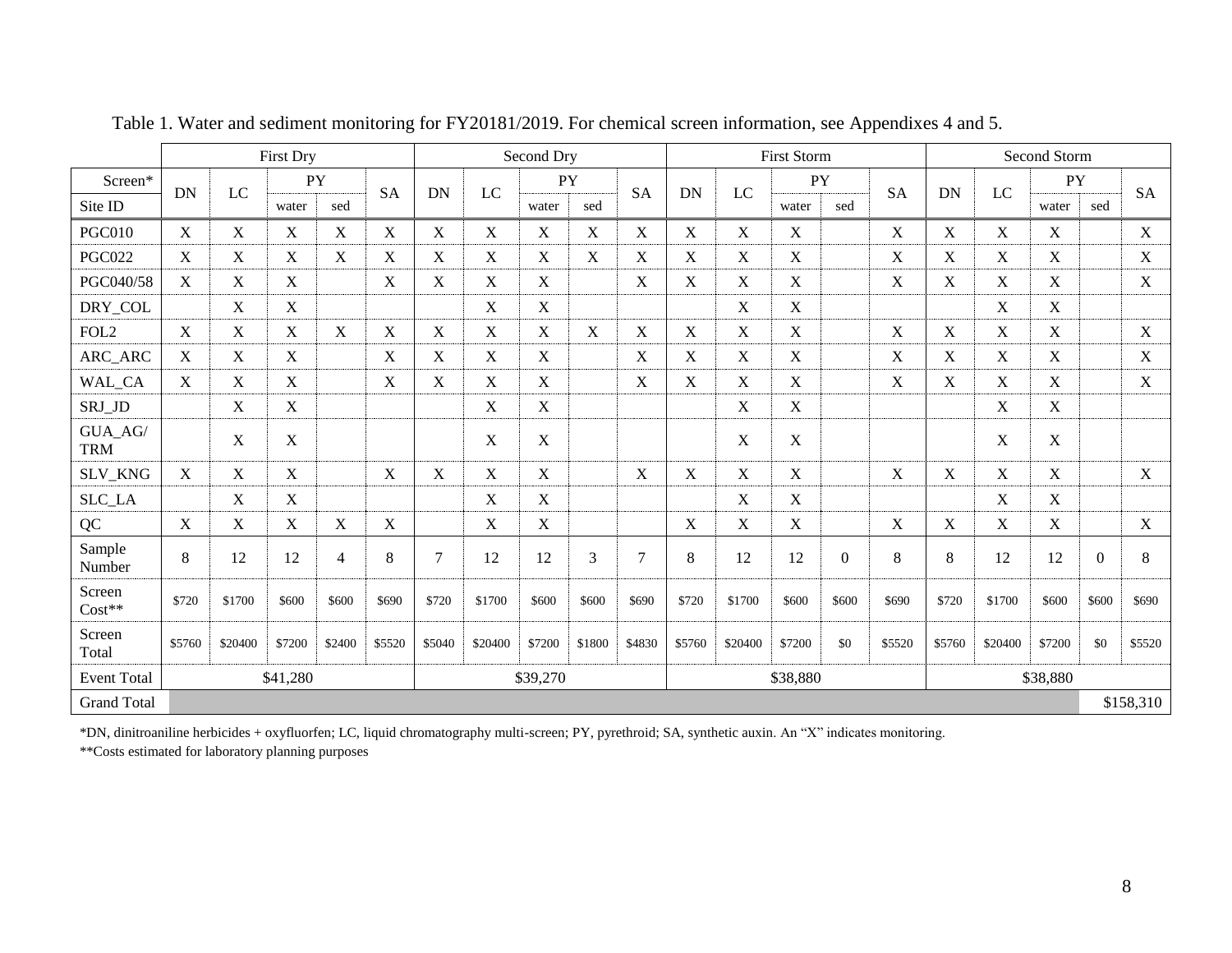Table 1. Water and sediment monitoring for FY20181/2019. For chemical screen information, see Appendixes 4 and 5.

| | First Dry | | | | | Second Dry | | | | | First Storm | | | | | Second Storm | | | | |
|---|---|---|---|---|---|---|---|---|---|---|---|---|---|---|---|---|---|---|---|---|
| Screen* | DN | LC | PY | | SA | DN | LC | PY | | SA | DN | LC | PY | | SA | DN | LC | PY | | SA |
| Site ID | | | water | sed | | | | water | sed | | | | water | sed | | | | water | sed | |
| PGC010 | X | X | X | X | X | X | X | X | X | X | X | X | X | | X | X | X | X | | X |
| PGC022 | X | X | X | X | X | X | X | X | X | X | X | X | X | | X | X | X | X | | X |
| PGC040/58 | X | X | X | | X | X | X | X | | X | X | X | X | | X | X | X | X | | X |
| DRY_COL | | X | X | | | | X | X | | | | X | X | | | | X | X | | |
| FOL2 | X | X | X | X | X | X | X | X | X | X | X | X | X | | X | X | X | X | | X |
| ARC_ARC | X | X | X | | X | X | X | X | | X | X | X | X | | X | X | X | X | | X |
| WAL_CA | X | X | X | | X | X | X | X | | X | X | X | X | | X | X | X | X | | X |
| SRJ_JD | | X | X | | | | X | X | | | | X | X | | | | X | X | | |
| GUA_AG/TRM | | X | X | | | | X | X | | | | X | X | | | | X | X | | |
| SLV_KNG | X | X | X | | X | X | X | X | | X | X | X | X | | X | X | X | X | | X |
| SLC_LA | | X | X | | | | X | X | | | | X | X | | | | X | X | | |
| QC | X | X | X | X | X | | X | X | | | X | X | X | | X | X | X | X | | X |
| Sample Number | 8 | 12 | 12 | 4 | 8 | 7 | 12 | 12 | 3 | 7 | 8 | 12 | 12 | 0 | 8 | 8 | 12 | 12 | 0 | 8 |
| Screen Cost** | $720 | $1700 | $600 | $600 | $690 | $720 | $1700 | $600 | $600 | $690 | $720 | $1700 | $600 | $600 | $690 | $720 | $1700 | $600 | $600 | $690 |
| Screen Total | $5760 | $20400 | $7200 | $2400 | $5520 | $5040 | $20400 | $7200 | $1800 | $4830 | $5760 | $20400 | $7200 | $0 | $5520 | $5760 | $20400 | $7200 | $0 | $5520 |
| Event Total | $41,280 | | | | | $39,270 | | | | | $38,880 | | | | | $38,880 | | | | |
| Grand Total | | | | | | | | | | | | | | | | | | | | $158,310 |

*DN, dinitroaniline herbicides + oxyfluorfen; LC, liquid chromatography multi-screen; PY, pyrethroid; SA, synthetic auxin. An "X" indicates monitoring.

**Costs estimated for laboratory planning purposes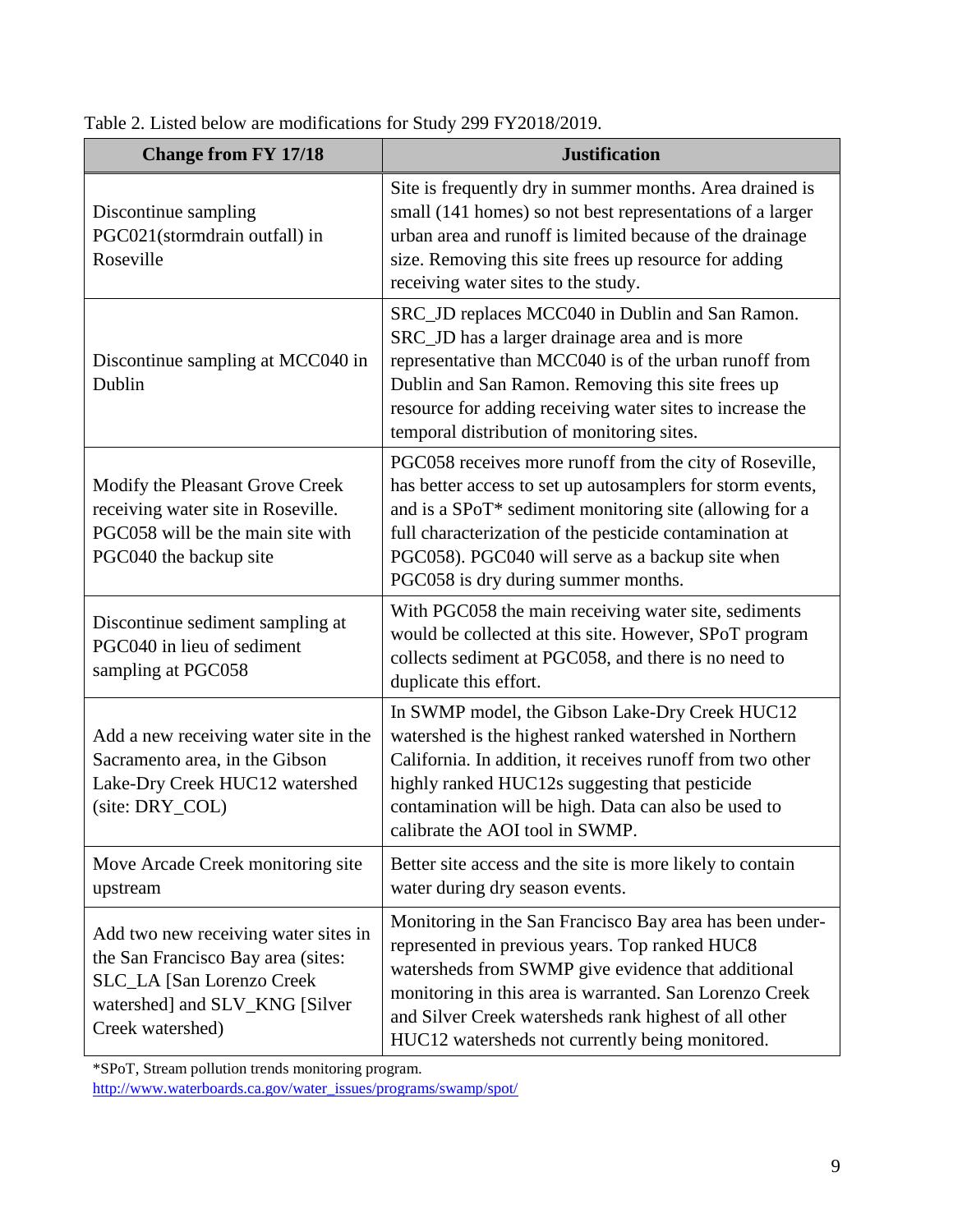Table 2. Listed below are modifications for Study 299 FY2018/2019.

| Change from FY 17/18 | Justification |
|---|---|
| Discontinue sampling PGC021(stormdrain outfall) in Roseville | Site is frequently dry in summer months. Area drained is small (141 homes) so not best representations of a larger urban area and runoff is limited because of the drainage size. Removing this site frees up resource for adding receiving water sites to the study. |
| Discontinue sampling at MCC040 in Dublin | SRC_JD replaces MCC040 in Dublin and San Ramon. SRC_JD has a larger drainage area and is more representative than MCC040 is of the urban runoff from Dublin and San Ramon. Removing this site frees up resource for adding receiving water sites to increase the temporal distribution of monitoring sites. |
| Modify the Pleasant Grove Creek receiving water site in Roseville. PGC058 will be the main site with PGC040 the backup site | PGC058 receives more runoff from the city of Roseville, has better access to set up autosamplers for storm events, and is a SPoT* sediment monitoring site (allowing for a full characterization of the pesticide contamination at PGC058). PGC040 will serve as a backup site when PGC058 is dry during summer months. |
| Discontinue sediment sampling at PGC040 in lieu of sediment sampling at PGC058 | With PGC058 the main receiving water site, sediments would be collected at this site. However, SPoT program collects sediment at PGC058, and there is no need to duplicate this effort. |
| Add a new receiving water site in the Sacramento area, in the Gibson Lake-Dry Creek HUC12 watershed (site: DRY_COL) | In SWMP model, the Gibson Lake-Dry Creek HUC12 watershed is the highest ranked watershed in Northern California. In addition, it receives runoff from two other highly ranked HUC12s suggesting that pesticide contamination will be high. Data can also be used to calibrate the AOI tool in SWMP. |
| Move Arcade Creek monitoring site upstream | Better site access and the site is more likely to contain water during dry season events. |
| Add two new receiving water sites in the San Francisco Bay area (sites: SLC_LA [San Lorenzo Creek watershed] and SLV_KNG [Silver Creek watershed) | Monitoring in the San Francisco Bay area has been under-represented in previous years. Top ranked HUC8 watersheds from SWMP give evidence that additional monitoring in this area is warranted. San Lorenzo Creek and Silver Creek watersheds rank highest of all other HUC12 watersheds not currently being monitored. |

*SPoT, Stream pollution trends monitoring program.
http://www.waterboards.ca.gov/water_issues/programs/swamp/spot/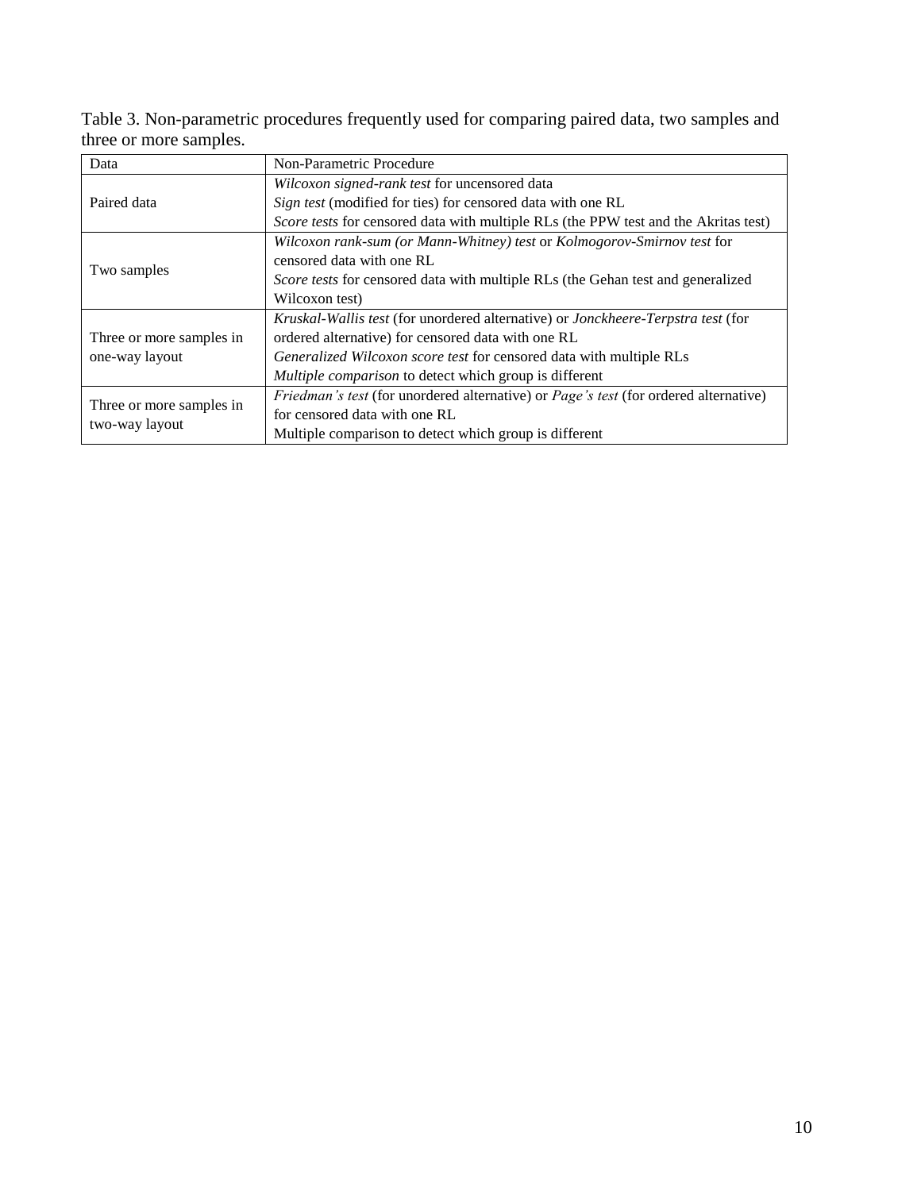Table 3. Non-parametric procedures frequently used for comparing paired data, two samples and three or more samples.

| Data | Non-Parametric Procedure |
|---|---|
| Paired data | *Wilcoxon signed-rank test* for uncensored data<br>*Sign test* (modified for ties) for censored data with one RL<br>*Score tests* for censored data with multiple RLs (the PPW test and the Akritas test) |
| Two samples | *Wilcoxon rank-sum (or Mann-Whitney) test* or *Kolmogorov-Smirnov test* for censored data with one RL<br>*Score tests* for censored data with multiple RLs (the Gehan test and generalized Wilcoxon test) |
| Three or more samples in one-way layout | *Kruskal-Wallis test* (for unordered alternative) or *Jonckheere-Terpstra test* (for ordered alternative) for censored data with one RL<br>*Generalized Wilcoxon score test* for censored data with multiple RLs<br>*Multiple comparison* to detect which group is different |
| Three or more samples in two-way layout | *Friedman's test* (for unordered alternative) or *Page's test* (for ordered alternative) for censored data with one RL<br>Multiple comparison to detect which group is different |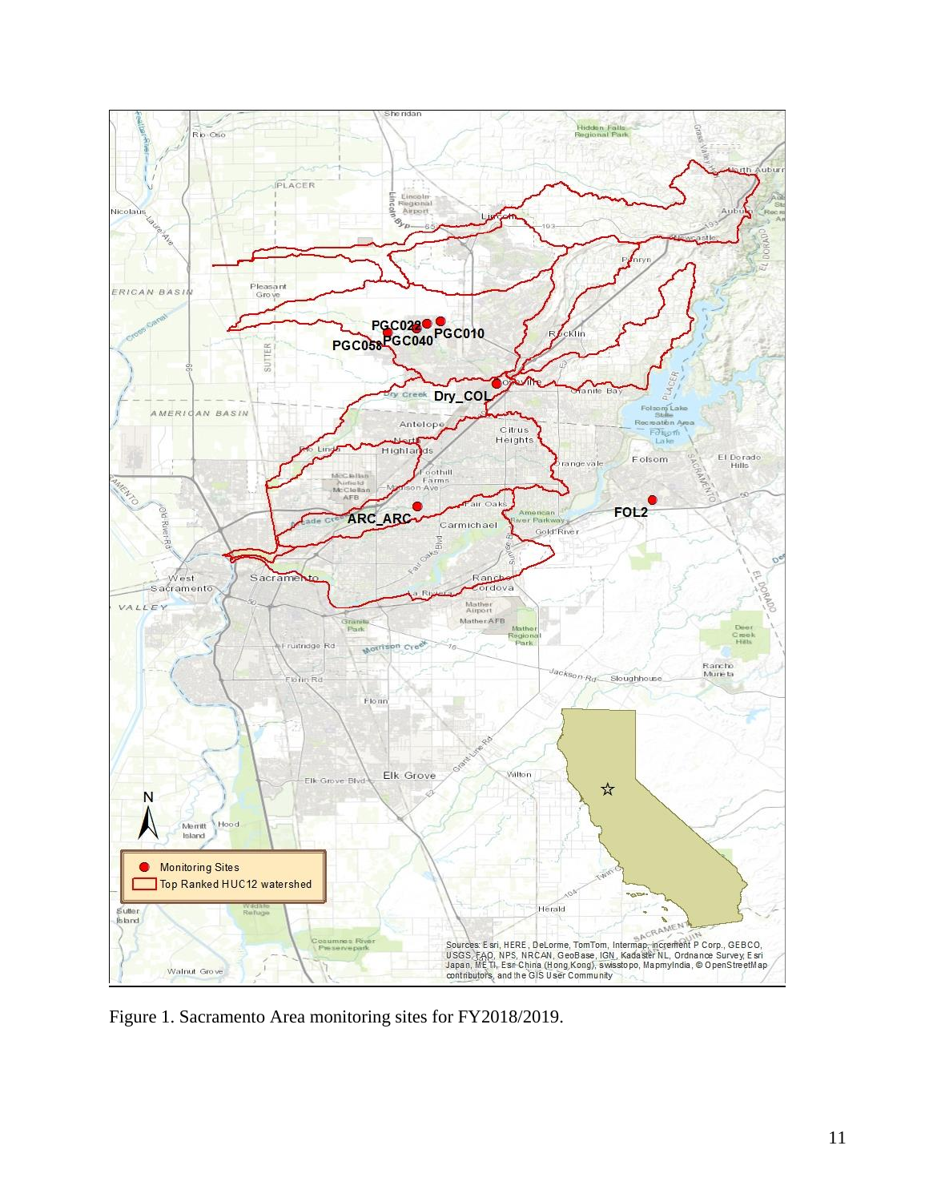Figure 1. Sacramento Area monitoring sites for FY2018/2019.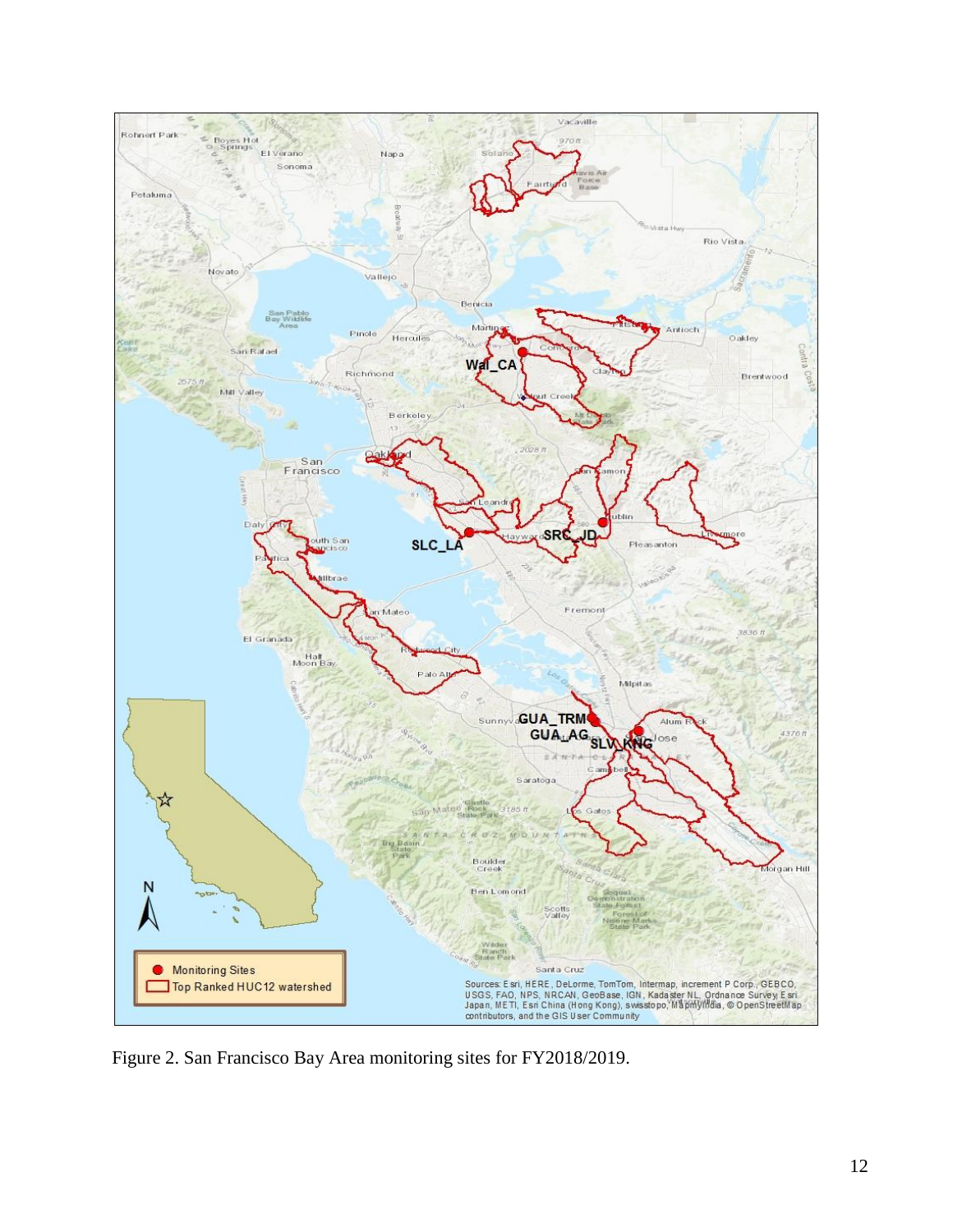Figure 2. San Francisco Bay Area monitoring sites for FY2018/2019.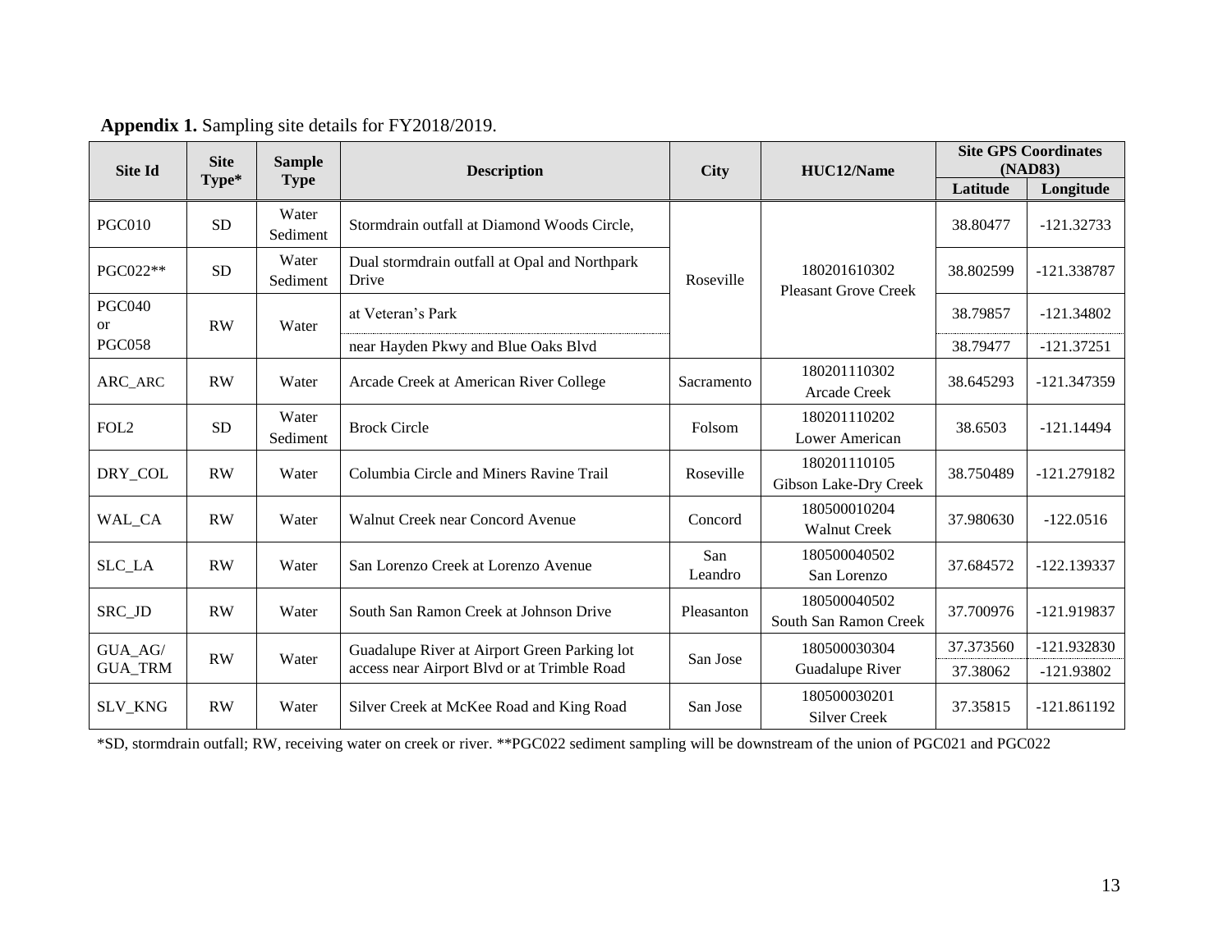**Appendix 1.** Sampling site details for FY2018/2019.

| Site Id | Site Type* | Sample Type | Description | City | HUC12/Name | Site GPS Coordinates (NAD83) | |
|---|---|---|---|---|---|---|---|
| | | | | | | Latitude | Longitude |
| PGC010 | SD | Water Sediment | Stormdrain outfall at Diamond Woods Circle, | Roseville | 180201610302 Pleasant Grove Creek | 38.80477 | -121.32733 |
| PGC022** | SD | Water Sediment | Dual stormdrain outfall at Opal and Northpark Drive | Roseville | 180201610302 Pleasant Grove Creek | 38.802599 | -121.338787 |
| PGC040 or PGC058 | RW | Water | at Veteran's Park | Roseville | 180201610302 Pleasant Grove Creek | 38.79857 | -121.34802 |
| | | | near Hayden Pkwy and Blue Oaks Blvd | | | 38.79477 | -121.37251 |
| ARC_ARC | RW | Water | Arcade Creek at American River College | Sacramento | 180201110302 Arcade Creek | 38.645293 | -121.347359 |
| FOL2 | SD | Water Sediment | Brock Circle | Folsom | 180201110202 Lower American | 38.6503 | -121.14494 |
| DRY_COL | RW | Water | Columbia Circle and Miners Ravine Trail | Roseville | 180201110105 Gibson Lake-Dry Creek | 38.750489 | -121.279182 |
| WAL_CA | RW | Water | Walnut Creek near Concord Avenue | Concord | 180500010204 Walnut Creek | 37.980630 | -122.0516 |
| SLC_LA | RW | Water | San Lorenzo Creek at Lorenzo Avenue | San Leandro | 180500040502 San Lorenzo | 37.684572 | -122.139337 |
| SRC_JD | RW | Water | South San Ramon Creek at Johnson Drive | Pleasanton | 180500040502 South San Ramon Creek | 37.700976 | -121.919837 |
| GUA_AG/ GUA_TRM | RW | Water | Guadalupe River at Airport Green Parking lot access near Airport Blvd or at Trimble Road | San Jose | 180500030304 Guadalupe River | 37.373560 | -121.932830 |
| | | | | | | 37.38062 | -121.93802 |
| SLV_KNG | RW | Water | Silver Creek at McKee Road and King Road | San Jose | 180500030201 Silver Creek | 37.35815 | -121.861192 |

*SD, stormdrain outfall; RW, receiving water on creek or river. **PGC022 sediment sampling will be downstream of the union of PGC021 and PGC022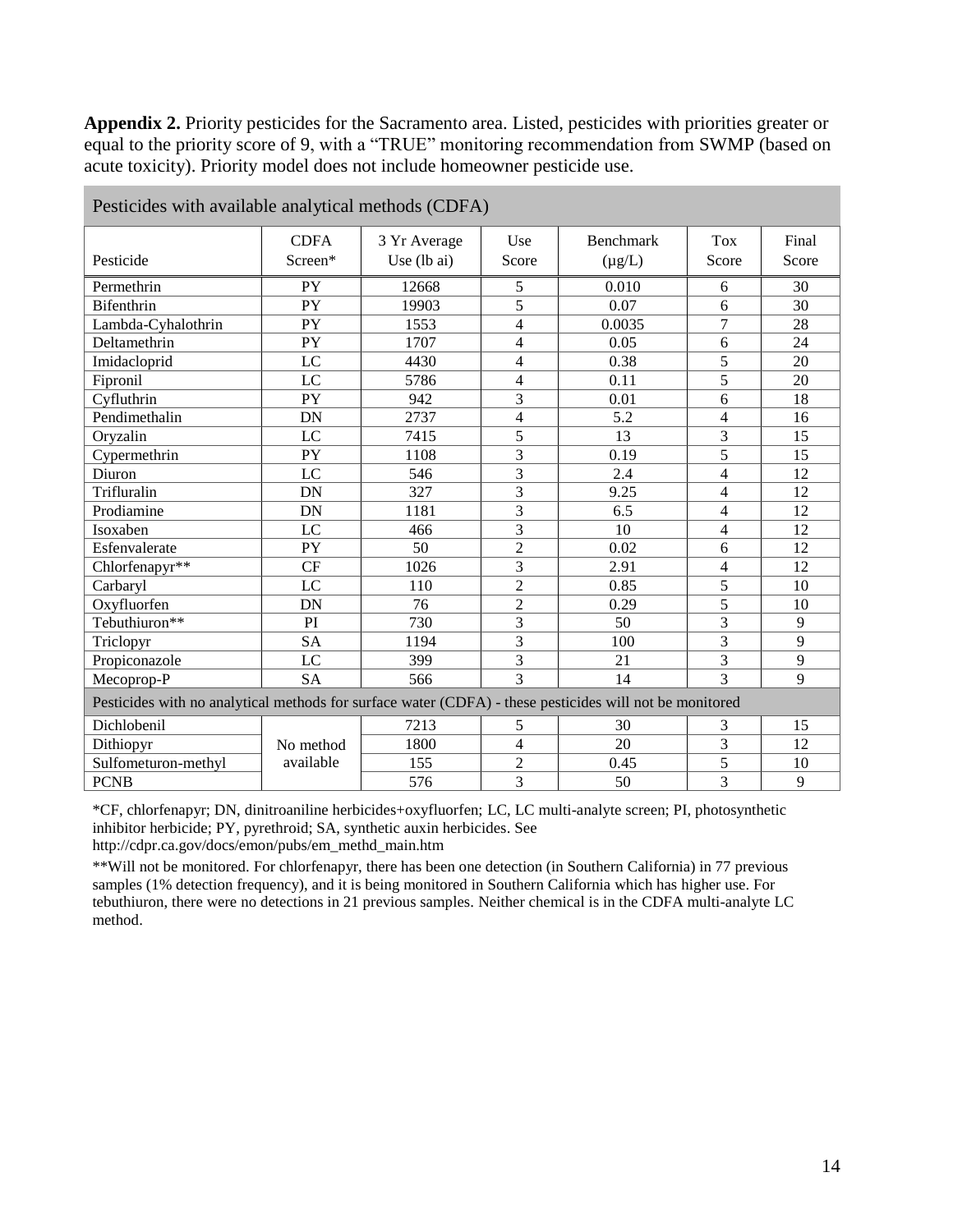**Appendix 2.** Priority pesticides for the Sacramento area. Listed, pesticides with priorities greater or equal to the priority score of 9, with a "TRUE" monitoring recommendation from SWMP (based on acute toxicity). Priority model does not include homeowner pesticide use.

| Pesticides with available analytical methods (CDFA) | | | | | | |
|---|---|---|---|---|---|---|
| Pesticide | CDFA Screen* | 3 Yr Average Use (lb ai) | Use Score | Benchmark (μg/L) | Tox Score | Final Score |
| Permethrin | PY | 12668 | 5 | 0.010 | 6 | 30 |
| Bifenthrin | PY | 19903 | 5 | 0.07 | 6 | 30 |
| Lambda-Cyhalothrin | PY | 1553 | 4 | 0.0035 | 7 | 28 |
| Deltamethrin | PY | 1707 | 4 | 0.05 | 6 | 24 |
| Imidacloprid | LC | 4430 | 4 | 0.38 | 5 | 20 |
| Fipronil | LC | 5786 | 4 | 0.11 | 5 | 20 |
| Cyfluthrin | PY | 942 | 3 | 0.01 | 6 | 18 |
| Pendimethalin | DN | 2737 | 4 | 5.2 | 4 | 16 |
| Oryzalin | LC | 7415 | 5 | 13 | 3 | 15 |
| Cypermethrin | PY | 1108 | 3 | 0.19 | 5 | 15 |
| Diuron | LC | 546 | 3 | 2.4 | 4 | 12 |
| Trifluralin | DN | 327 | 3 | 9.25 | 4 | 12 |
| Prodiamine | DN | 1181 | 3 | 6.5 | 4 | 12 |
| Isoxaben | LC | 466 | 3 | 10 | 4 | 12 |
| Esfenvalerate | PY | 50 | 2 | 0.02 | 6 | 12 |
| Chlorfenapyr** | CF | 1026 | 3 | 2.91 | 4 | 12 |
| Carbaryl | LC | 110 | 2 | 0.85 | 5 | 10 |
| Oxyfluorfen | DN | 76 | 2 | 0.29 | 5 | 10 |
| Tebuthiuron** | PI | 730 | 3 | 50 | 3 | 9 |
| Triclopyr | SA | 1194 | 3 | 100 | 3 | 9 |
| Propiconazole | LC | 399 | 3 | 21 | 3 | 9 |
| Mecoprop-P | SA | 566 | 3 | 14 | 3 | 9 |
| Pesticides with no analytical methods for surface water (CDFA) - these pesticides will not be monitored | | | | | | |
| Dichlobenil | No method available | 7213 | 5 | 30 | 3 | 15 |
| Dithiopyr | | 1800 | 4 | 20 | 3 | 12 |
| Sulfometuron-methyl | | 155 | 2 | 0.45 | 5 | 10 |
| PCNB | | 576 | 3 | 50 | 3 | 9 |

*CF, chlorfenapyr; DN, dinitroaniline herbicides+oxyfluorfen; LC, LC multi-analyte screen; PI, photosynthetic inhibitor herbicide; PY, pyrethroid; SA, synthetic auxin herbicides. See http://cdpr.ca.gov/docs/emon/pubs/em_methd_main.htm

**Will not be monitored. For chlorfenapyr, there has been one detection (in Southern California) in 77 previous samples (1% detection frequency), and it is being monitored in Southern California which has higher use. For tebuthiuron, there were no detections in 21 previous samples. Neither chemical is in the CDFA multi-analyte LC method.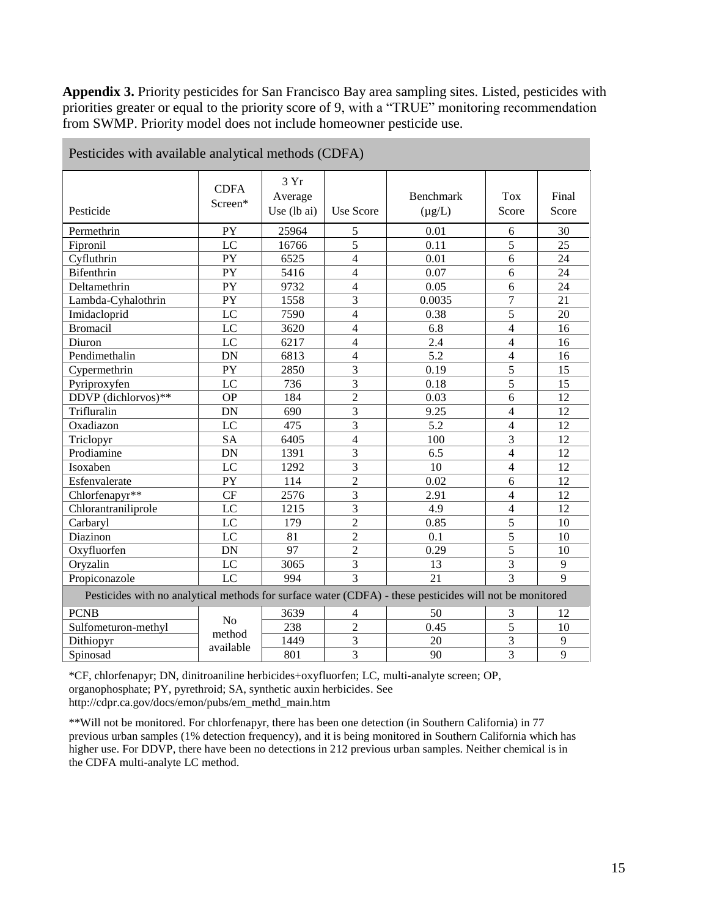**Appendix 3.** Priority pesticides for San Francisco Bay area sampling sites. Listed, pesticides with priorities greater or equal to the priority score of 9, with a "TRUE" monitoring recommendation from SWMP. Priority model does not include homeowner pesticide use.

| Pesticides with available analytical methods (CDFA) | | | | | | |
|---|---|---|---|---|---|---|
| Pesticide | CDFA Screen* | 3 Yr Average Use (lb ai) | Use Score | Benchmark (µg/L) | Tox Score | Final Score |
| Permethrin | PY | 25964 | 5 | 0.01 | 6 | 30 |
| Fipronil | LC | 16766 | 5 | 0.11 | 5 | 25 |
| Cyfluthrin | PY | 6525 | 4 | 0.01 | 6 | 24 |
| Bifenthrin | PY | 5416 | 4 | 0.07 | 6 | 24 |
| Deltamethrin | PY | 9732 | 4 | 0.05 | 6 | 24 |
| Lambda-Cyhalothrin | PY | 1558 | 3 | 0.0035 | 7 | 21 |
| Imidacloprid | LC | 7590 | 4 | 0.38 | 5 | 20 |
| Bromacil | LC | 3620 | 4 | 6.8 | 4 | 16 |
| Diuron | LC | 6217 | 4 | 2.4 | 4 | 16 |
| Pendimethalin | DN | 6813 | 4 | 5.2 | 4 | 16 |
| Cypermethrin | PY | 2850 | 3 | 0.19 | 5 | 15 |
| Pyriproxyfen | LC | 736 | 3 | 0.18 | 5 | 15 |
| DDVP (dichlorvos)** | OP | 184 | 2 | 0.03 | 6 | 12 |
| Trifluralin | DN | 690 | 3 | 9.25 | 4 | 12 |
| Oxadiazon | LC | 475 | 3 | 5.2 | 4 | 12 |
| Triclopyr | SA | 6405 | 4 | 100 | 3 | 12 |
| Prodiamine | DN | 1391 | 3 | 6.5 | 4 | 12 |
| Isoxaben | LC | 1292 | 3 | 10 | 4 | 12 |
| Esfenvalerate | PY | 114 | 2 | 0.02 | 6 | 12 |
| Chlorfenapyr** | CF | 2576 | 3 | 2.91 | 4 | 12 |
| Chlorantraniliprole | LC | 1215 | 3 | 4.9 | 4 | 12 |
| Carbaryl | LC | 179 | 2 | 0.85 | 5 | 10 |
| Diazinon | LC | 81 | 2 | 0.1 | 5 | 10 |
| Oxyfluorfen | DN | 97 | 2 | 0.29 | 5 | 10 |
| Oryzalin | LC | 3065 | 3 | 13 | 3 | 9 |
| Propiconazole | LC | 994 | 3 | 21 | 3 | 9 |
| Pesticides with no analytical methods for surface water (CDFA) - these pesticides will not be monitored | | | | | | |
| PCNB | No method available | 3639 | 4 | 50 | 3 | 12 |
| Sulfometuron-methyl | | 238 | 2 | 0.45 | 5 | 10 |
| Dithiopyr | | 1449 | 3 | 20 | 3 | 9 |
| Spinosad | | 801 | 3 | 90 | 3 | 9 |

*CF, chlorfenapyr; DN, dinitroaniline herbicides+oxyfluorfen; LC, multi-analyte screen; OP, organophosphate; PY, pyrethroid; SA, synthetic auxin herbicides. See http://cdpr.ca.gov/docs/emon/pubs/em_methd_main.htm

**Will not be monitored. For chlorfenapyr, there has been one detection (in Southern California) in 77 previous urban samples (1% detection frequency), and it is being monitored in Southern California which has higher use. For DDVP, there have been no detections in 212 previous urban samples. Neither chemical is in the CDFA multi-analyte LC method.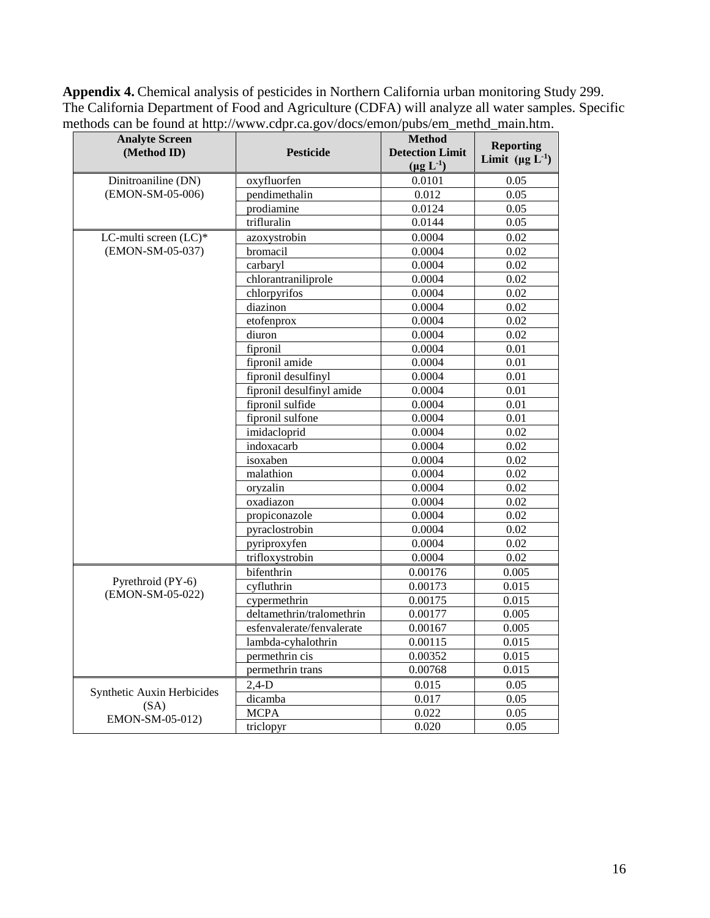**Appendix 4.** Chemical analysis of pesticides in Northern California urban monitoring Study 299. The California Department of Food and Agriculture (CDFA) will analyze all water samples. Specific methods can be found at http://www.cdpr.ca.gov/docs/emon/pubs/em_methd_main.htm.

| Analyte Screen (Method ID) | Pesticide | Method Detection Limit ($\mu g\ L^{-1}$) | Reporting Limit ($\mu g\ L^{-1}$) |
|---|---|---|---|
| Dinitroaniline (DN) (EMON-SM-05-006) | oxyfluorfen | 0.0101 | 0.05 |
| | pendimethalin | 0.012 | 0.05 |
| | prodiamine | 0.0124 | 0.05 |
| | trifluralin | 0.0144 | 0.05 |
| LC-multi screen (LC)* (EMON-SM-05-037) | azoxystrobin | 0.0004 | 0.02 |
| | bromacil | 0.0004 | 0.02 |
| | carbaryl | 0.0004 | 0.02 |
| | chlorantraniliprole | 0.0004 | 0.02 |
| | chlorpyrifos | 0.0004 | 0.02 |
| | diazinon | 0.0004 | 0.02 |
| | etofenprox | 0.0004 | 0.02 |
| | diuron | 0.0004 | 0.02 |
| | fipronil | 0.0004 | 0.01 |
| | fipronil amide | 0.0004 | 0.01 |
| | fipronil desulfinyl | 0.0004 | 0.01 |
| | fipronil desulfinyl amide | 0.0004 | 0.01 |
| | fipronil sulfide | 0.0004 | 0.01 |
| | fipronil sulfone | 0.0004 | 0.01 |
| | imidacloprid | 0.0004 | 0.02 |
| | indoxacarb | 0.0004 | 0.02 |
| | isoxaben | 0.0004 | 0.02 |
| | malathion | 0.0004 | 0.02 |
| | oryzalin | 0.0004 | 0.02 |
| | oxadiazon | 0.0004 | 0.02 |
| | propiconazole | 0.0004 | 0.02 |
| | pyraclostrobin | 0.0004 | 0.02 |
| | pyriproxyfen | 0.0004 | 0.02 |
| | trifloxystrobin | 0.0004 | 0.02 |
| Pyrethroid (PY-6) (EMON-SM-05-022) | bifenthrin | 0.00176 | 0.005 |
| | cyfluthrin | 0.00173 | 0.015 |
| | cypermethrin | 0.00175 | 0.015 |
| | deltamethrin/tralomethrin | 0.00177 | 0.005 |
| | esfenvalerate/fenvalerate | 0.00167 | 0.005 |
| | lambda-cyhalothrin | 0.00115 | 0.015 |
| | permethrin cis | 0.00352 | 0.015 |
| | permethrin trans | 0.00768 | 0.015 |
| Synthetic Auxin Herbicides (SA) EMON-SM-05-012) | 2,4-D | 0.015 | 0.05 |
| | dicamba | 0.017 | 0.05 |
| | MCPA | 0.022 | 0.05 |
| | triclopyr | 0.020 | 0.05 |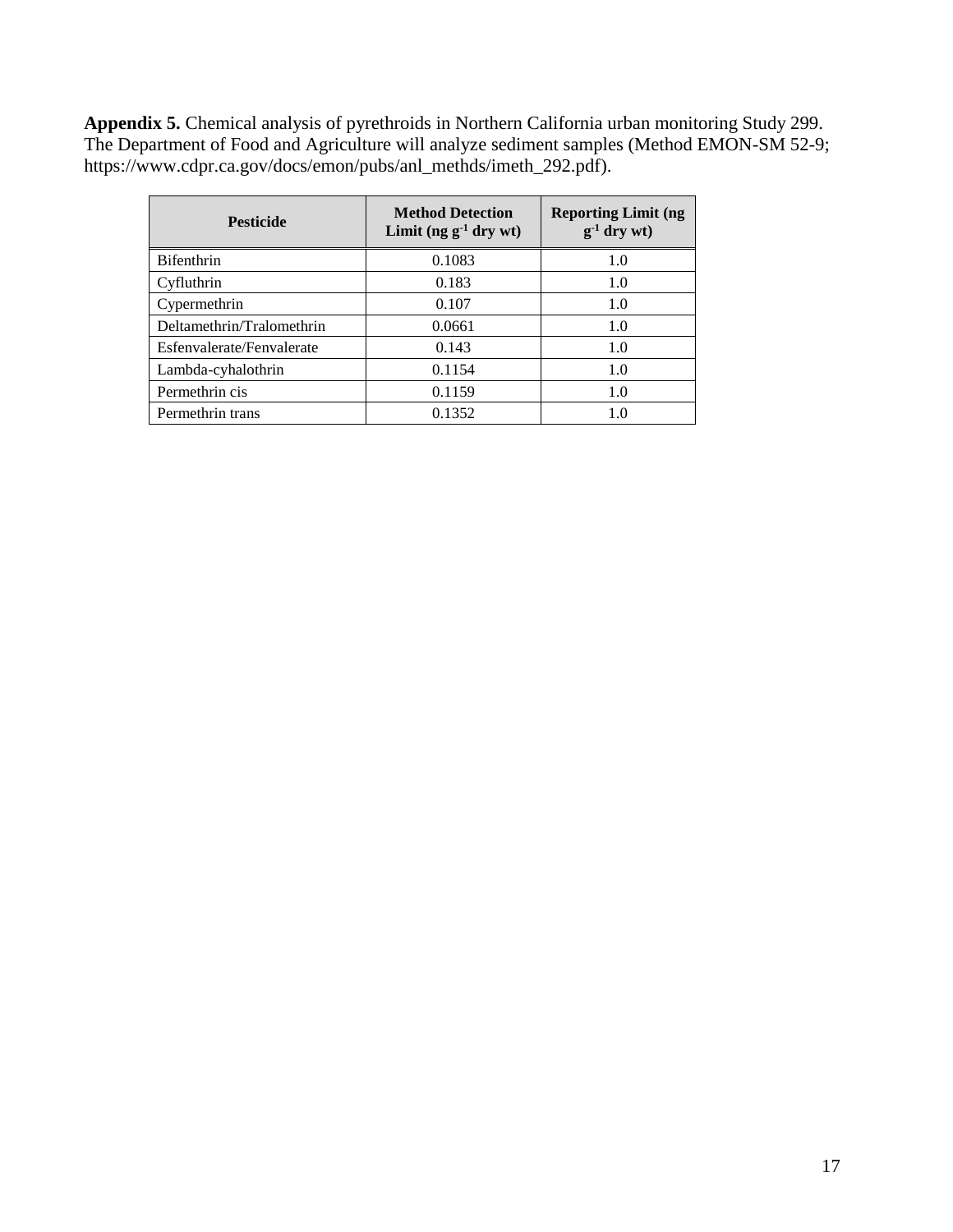**Appendix 5.** Chemical analysis of pyrethroids in Northern California urban monitoring Study 299. The Department of Food and Agriculture will analyze sediment samples (Method EMON-SM 52-9; https://www.cdpr.ca.gov/docs/emon/pubs/anl_methds/imeth_292.pdf).

| Pesticide | Method Detection Limit (ng $g^{-1}$ dry wt) | Reporting Limit (ng $g^{-1}$ dry wt) |
|---|---|---|
| Bifenthrin | 0.1083 | 1.0 |
| Cyfluthrin | 0.183 | 1.0 |
| Cypermethrin | 0.107 | 1.0 |
| Deltamethrin/Tralomethrin | 0.0661 | 1.0 |
| Esfenvalerate/Fenvalerate | 0.143 | 1.0 |
| Lambda-cyhalothrin | 0.1154 | 1.0 |
| Permethrin cis | 0.1159 | 1.0 |
| Permethrin trans | 0.1352 | 1.0 |